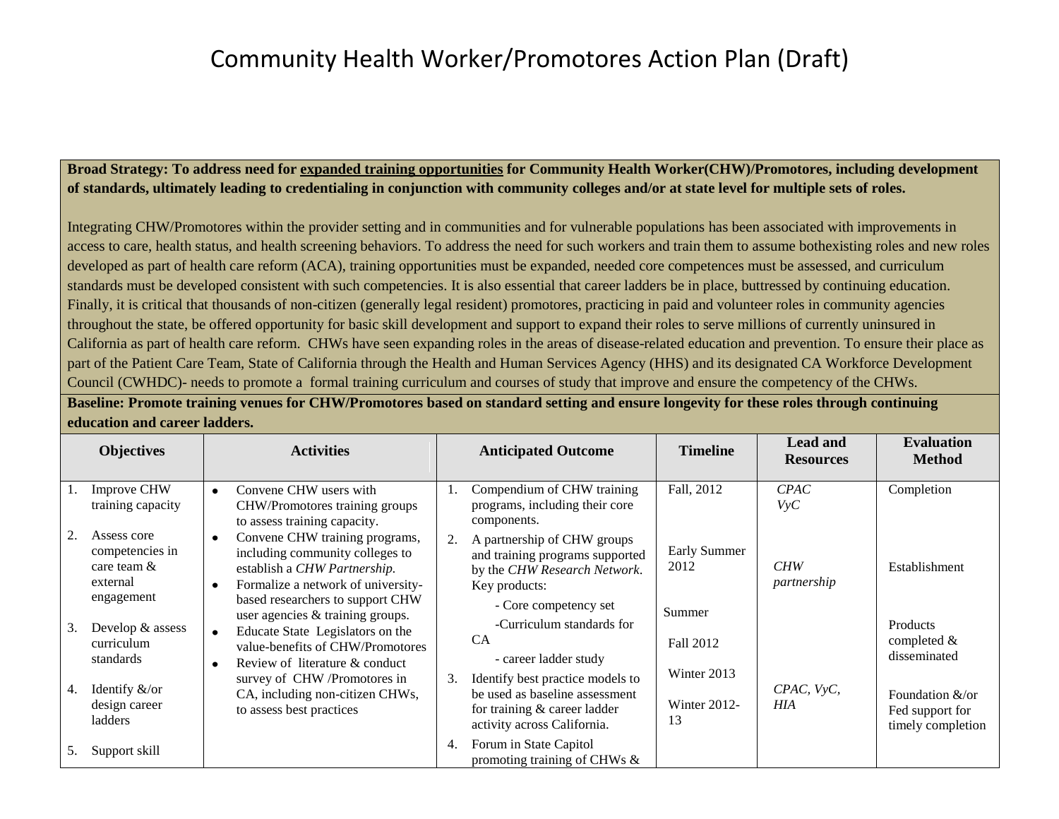# Community Health Worker/Promotores Action Plan (Draft)

**Broad Strategy: To address need for expanded training opportunities for Community Health Worker(CHW)/Promotores, including development of standards, ultimately leading to credentialing in conjunction with community colleges and/or at state level for multiple sets of roles.**

Integrating CHW/Promotores within the provider setting and in communities and for vulnerable populations has been associated with improvements in access to care, health status, and health screening behaviors. To address the need for such workers and train them to assume bothexisting roles and new roles developed as part of health care reform (ACA), training opportunities must be expanded, needed core competences must be assessed, and curriculum standards must be developed consistent with such competencies. It is also essential that career ladders be in place, buttressed by continuing education. Finally, it is critical that thousands of non-citizen (generally legal resident) promotores, practicing in paid and volunteer roles in community agencies throughout the state, be offered opportunity for basic skill development and support to expand their roles to serve millions of currently uninsured in California as part of health care reform. CHWs have seen expanding roles in the areas of disease-related education and prevention. To ensure their place as part of the Patient Care Team, State of California through the Health and Human Services Agency (HHS) and its designated CA Workforce Development Council (CWHDC)- needs to promote a formal training curriculum and courses of study that improve and ensure the competency of the CHWs.

**Baseline: Promote training venues for CHW/Promotores based on standard setting and ensure longevity for these roles through continuing education and career ladders.**

| Objectives | Activities | Anticipated Outcome | Timeline | Lead and Resources | Evaluation Method |
|---|---|---|---|---|---|
| 1. Improve CHW training capacity<br><br>2. Assess core competencies in care team & external engagement<br><br>3. Develop & assess curriculum standards<br><br>4. Identify &/or design career ladders<br><br>5. Support skill | • Convene CHW users with CHW/Promotores training groups to assess training capacity.<br>• Convene CHW training programs, including community colleges to establish a *CHW Partnership.*<br>• Formalize a network of university-based researchers to support CHW user agencies & training groups.<br>• Educate State Legislators on the value-benefits of CHW/Promotores<br>• Review of literature & conduct survey of CHW /Promotores in CA, including non-citizen CHWs, to assess best practices | 1. Compendium of CHW training programs, including their core components.<br>2. A partnership of CHW groups and training programs supported by the *CHW Research Network*. Key products:<br>- Core competency set<br>-Curriculum standards for CA<br>- career ladder study<br>3. Identify best practice models to be used as baseline assessment for training & career ladder activity across California.<br>4. Forum in State Capitol promoting training of CHWs & | Fall, 2012<br><br>Early Summer 2012<br><br>Summer<br><br>Fall 2012<br><br>Winter 2013<br><br>Winter 2012-13 | *CPAC*<br>*VyC*<br><br>*CHW partnership*<br><br>*CPAC, VyC, HIA* | Completion<br><br>Establishment<br><br>Products completed & disseminated<br><br>Foundation &/or Fed support for timely completion |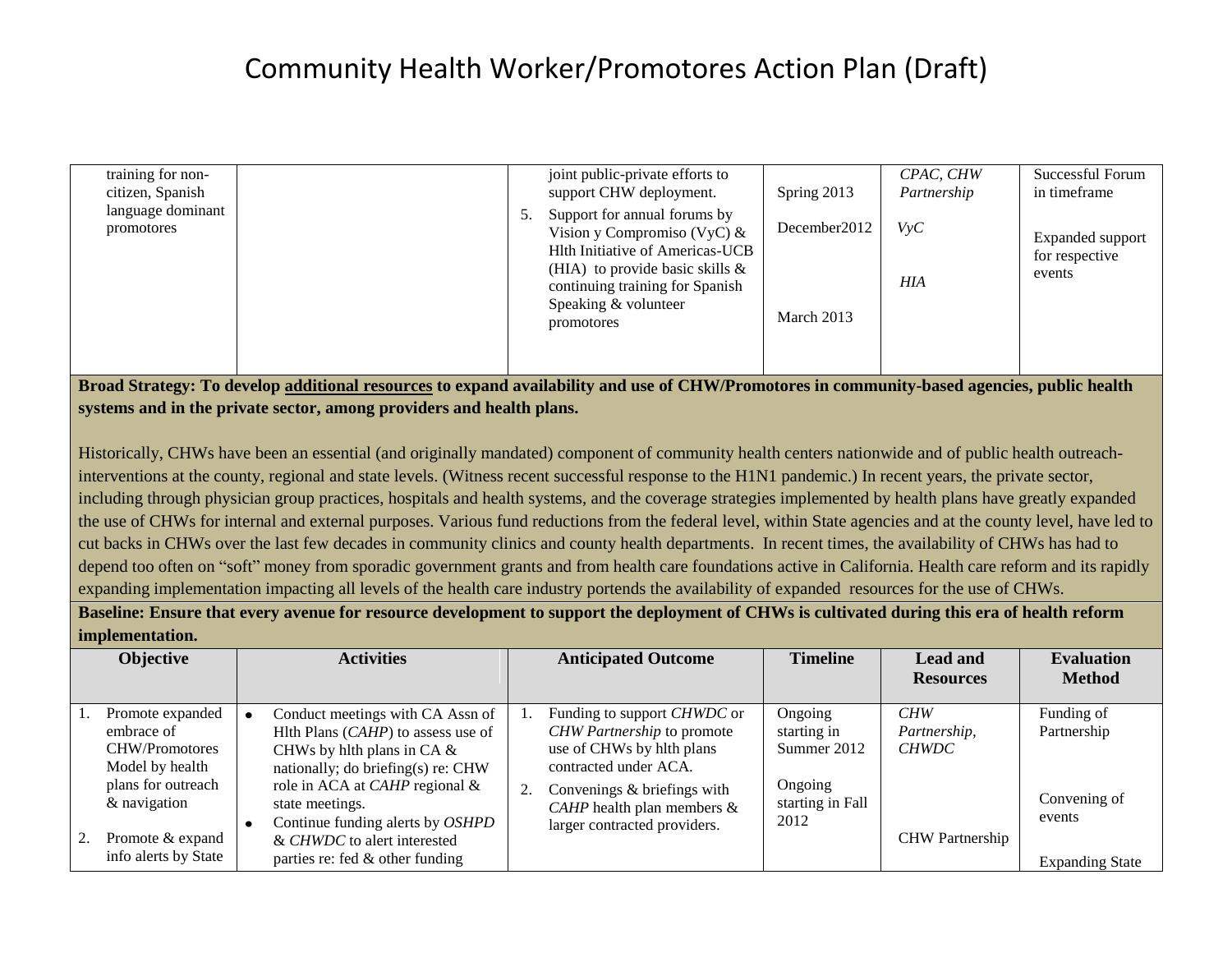# Community Health Worker/Promotores Action Plan (Draft)

| | | | | | |
|---|---|---|---|---|---|
| training for non-citizen, Spanish language dominant promotores | | joint public-private efforts to support CHW deployment.<br>5. Support for annual forums by Vision y Compromiso (VyC) & Hlth Initiative of Americas-UCB (HIA) to provide basic skills & continuing training for Spanish Speaking & volunteer promotores | Spring 2013<br><br>December2012<br><br>March 2013 | *CPAC, CHW Partnership*<br><br>*VyC*<br><br>*HIA* | Successful Forum in timeframe<br><br>Expanded support for respective events |

**Broad Strategy: To develop <u>additional resources</u> to expand availability and use of CHW/Promotores in community-based agencies, public health systems and in the private sector, among providers and health plans.**

Historically, CHWs have been an essential (and originally mandated) component of community health centers nationwide and of public health outreach-interventions at the county, regional and state levels. (Witness recent successful response to the H1N1 pandemic.) In recent years, the private sector, including through physician group practices, hospitals and health systems, and the coverage strategies implemented by health plans have greatly expanded the use of CHWs for internal and external purposes. Various fund reductions from the federal level, within State agencies and at the county level, have led to cut backs in CHWs over the last few decades in community clinics and county health departments. In recent times, the availability of CHWs has had to depend too often on "soft" money from sporadic government grants and from health care foundations active in California. Health care reform and its rapidly expanding implementation impacting all levels of the health care industry portends the availability of expanded resources for the use of CHWs.

**Baseline: Ensure that every avenue for resource development to support the deployment of CHWs is cultivated during this era of health reform implementation.**

| Objective | Activities | Anticipated Outcome | Timeline | Lead and Resources | Evaluation Method |
|---|---|---|---|---|---|
| 1. Promote expanded embrace of CHW/Promotores Model by health plans for outreach & navigation<br><br>2. Promote & expand info alerts by State | • Conduct meetings with CA Assn of Hlth Plans (*CAHP*) to assess use of CHWs by hlth plans in CA & nationally; do briefing(s) re: CHW role in ACA at *CAHP* regional & state meetings.<br>• Continue funding alerts by *OSHPD* & *CHWDC* to alert interested parties re: fed & other funding | 1. Funding to support *CHWDC* or *CHW Partnership* to promote use of CHWs by hlth plans contracted under ACA.<br>2. Convenings & briefings with *CAHP* health plan members & larger contracted providers. | Ongoing starting in Summer 2012<br><br>Ongoing starting in Fall 2012 | *CHW Partnership, CHWDC*<br><br>CHW Partnership | Funding of Partnership<br><br>Convening of events<br><br>Expanding State |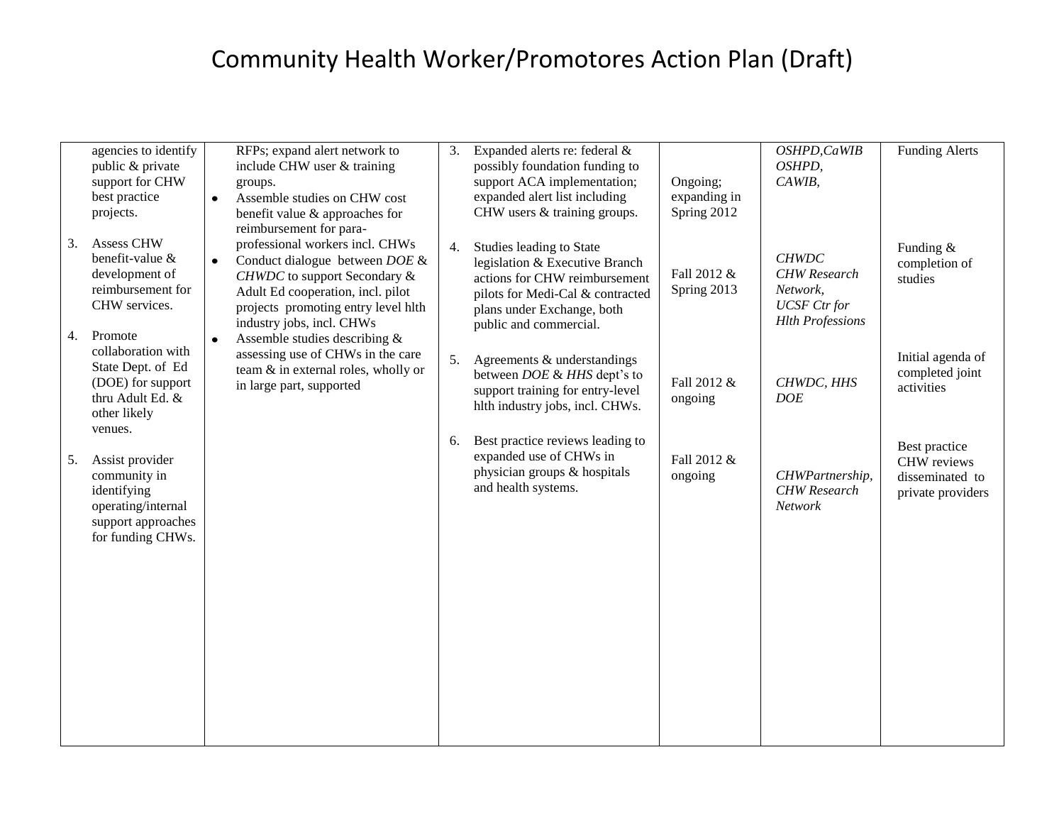# Community Health Worker/Promotores Action Plan (Draft)

| | | | | | |
|---|---|---|---|---|---|
| agencies to identify public & private support for CHW best practice projects.<br><br>3. Assess CHW benefit-value & development of reimbursement for CHW services.<br><br>4. Promote collaboration with State Dept. of Ed (DOE) for support thru Adult Ed. & other likely venues.<br><br>5. Assist provider community in identifying operating/internal support approaches for funding CHWs. | RFPs; expand alert network to include CHW user & training groups.<br>• Assemble studies on CHW cost benefit value & approaches for reimbursement for para-professional workers incl. CHWs<br>• Conduct dialogue between *DOE* & *CHWDC* to support Secondary & Adult Ed cooperation, incl. pilot projects promoting entry level hlth industry jobs, incl. CHWs<br>• Assemble studies describing & assessing use of CHWs in the care team & in external roles, wholly or in large part, supported | 3. Expanded alerts re: federal & possibly foundation funding to support ACA implementation; expanded alert list including CHW users & training groups.<br><br>4. Studies leading to State legislation & Executive Branch actions for CHW reimbursement pilots for Medi-Cal & contracted plans under Exchange, both public and commercial.<br><br>5. Agreements & understandings between *DOE* & *HHS* dept's to support training for entry-level hlth industry jobs, incl. CHWs.<br><br>6. Best practice reviews leading to expanded use of CHWs in physician groups & hospitals and health systems. | Ongoing; expanding in Spring 2012<br><br>Fall 2012 & Spring 2013<br><br>Fall 2012 & ongoing<br><br>Fall 2012 & ongoing | *OSHPD,CaWIB OSHPD, CAWIB,*<br><br>*CHWDC CHW Research Network, UCSF Ctr for Hlth Professions*<br><br>*CHWDC, HHS DOE*<br><br>*CHWPartnership, CHW Research Network* | Funding Alerts<br><br>Funding & completion of studies<br><br>Initial agenda of completed joint activities<br><br>Best practice CHW reviews disseminated to private providers |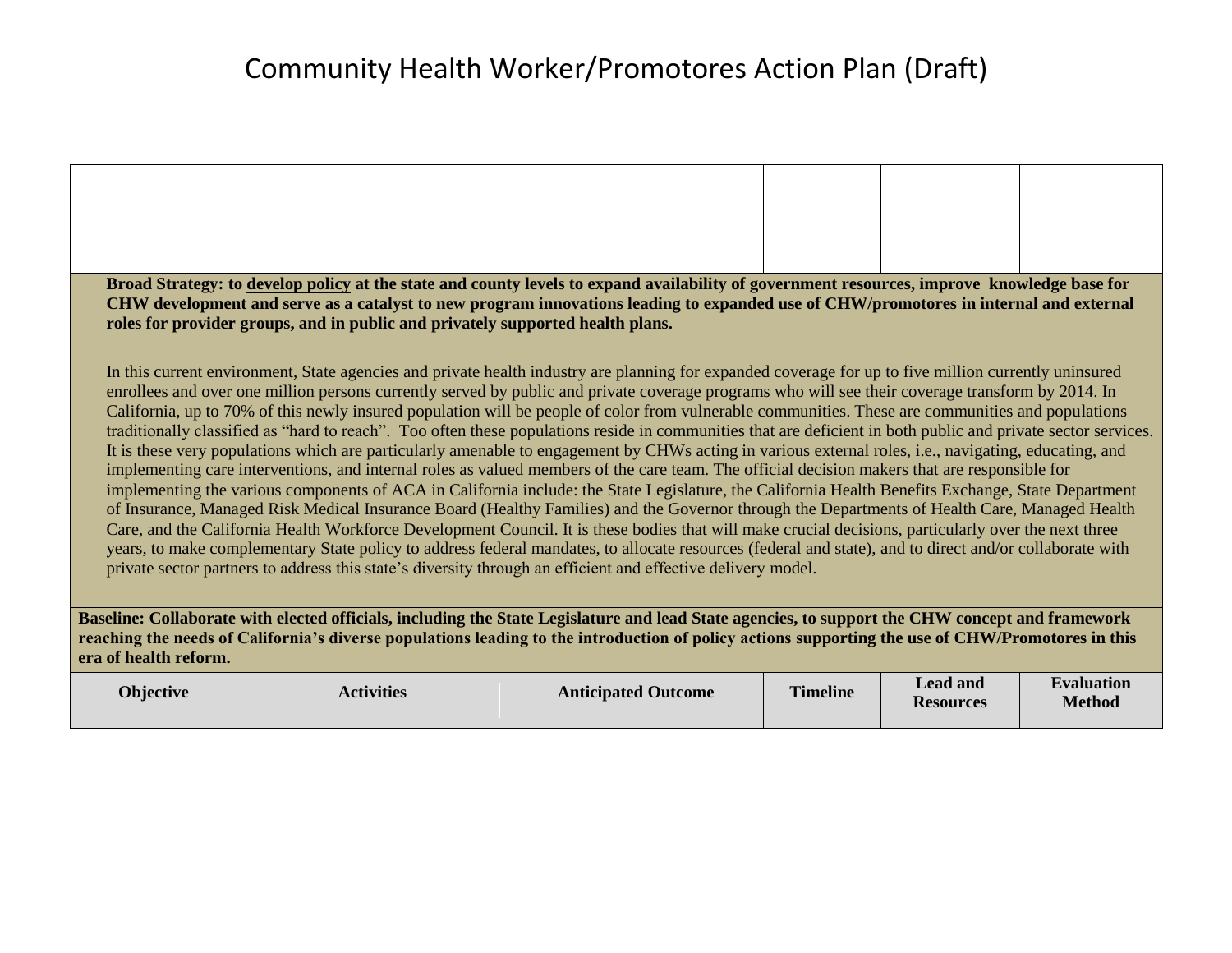# Community Health Worker/Promotores Action Plan (Draft)

| | | | | | |
|---|---|---|---|---|---|
| | | | | | |

**Broad Strategy: to develop policy at the state and county levels to expand availability of government resources, improve knowledge base for CHW development and serve as a catalyst to new program innovations leading to expanded use of CHW/promotores in internal and external roles for provider groups, and in public and privately supported health plans.**

In this current environment, State agencies and private health industry are planning for expanded coverage for up to five million currently uninsured enrollees and over one million persons currently served by public and private coverage programs who will see their coverage transform by 2014. In California, up to 70% of this newly insured population will be people of color from vulnerable communities. These are communities and populations traditionally classified as "hard to reach". Too often these populations reside in communities that are deficient in both public and private sector services. It is these very populations which are particularly amenable to engagement by CHWs acting in various external roles, i.e., navigating, educating, and implementing care interventions, and internal roles as valued members of the care team. The official decision makers that are responsible for implementing the various components of ACA in California include: the State Legislature, the California Health Benefits Exchange, State Department of Insurance, Managed Risk Medical Insurance Board (Healthy Families) and the Governor through the Departments of Health Care, Managed Health Care, and the California Health Workforce Development Council. It is these bodies that will make crucial decisions, particularly over the next three years, to make complementary State policy to address federal mandates, to allocate resources (federal and state), and to direct and/or collaborate with private sector partners to address this state's diversity through an efficient and effective delivery model.

**Baseline: Collaborate with elected officials, including the State Legislature and lead State agencies, to support the CHW concept and framework reaching the needs of California's diverse populations leading to the introduction of policy actions supporting the use of CHW/Promotores in this era of health reform.**

| Objective | Activities | Anticipated Outcome | Timeline | Lead and Resources | Evaluation Method |
|---|---|---|---|---|---|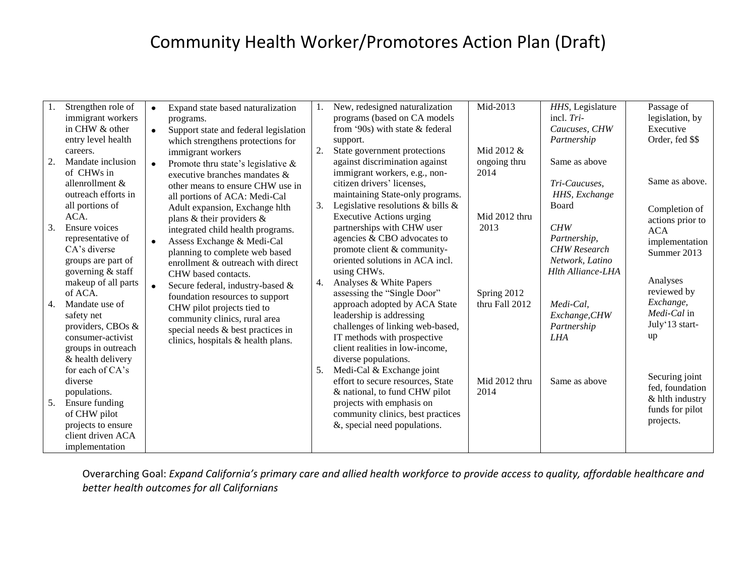# Community Health Worker/Promotores Action Plan (Draft)

| | | | | | |
|---|---|---|---|---|---|
| 1. Strengthen role of immigrant workers in CHW & other entry level health careers.<br>2. Mandate inclusion of CHWs in allenrollment & outreach efforts in all portions of ACA.<br>3. Ensure voices representative of CA's diverse groups are part of governing & staff makeup of all parts of ACA.<br>4. Mandate use of safety net providers, CBOs & consumer-activist groups in outreach & health delivery for each of CA's diverse populations.<br>5. Ensure funding of CHW pilot projects to ensure client driven ACA implementation | • Expand state based naturalization programs.<br>• Support state and federal legislation which strengthens protections for immigrant workers<br>• Promote thru state's legislative & executive branches mandates & other means to ensure CHW use in all portions of ACA: Medi-Cal Adult expansion, Exchange hlth plans & their providers & integrated child health programs.<br>• Assess Exchange & Medi-Cal planning to complete web based enrollment & outreach with direct CHW based contacts.<br>• Secure federal, industry-based & foundation resources to support CHW pilot projects tied to community clinics, rural area special needs & best practices in clinics, hospitals & health plans. | 1. New, redesigned naturalization programs (based on CA models from '90s) with state & federal support. | Mid-2013 | *HHS*, Legislature incl. *Tri-Caucuses, CHW Partnership* | Passage of legislation, by Executive Order, fed $$ |
| | | 2. State government protections against discrimination against immigrant workers, e.g., non-citizen drivers' licenses, maintaining State-only programs. | Mid 2012 & ongoing thru 2014 | Same as above | |
| | | 3. Legislative resolutions & bills & Executive Actions urging partnerships with CHW user agencies & CBO advocates to promote client & community-oriented solutions in ACA incl. using CHWs. | Mid 2012 thru 2013 | *Tri-Caucuses, HHS, Exchange* Board | Same as above. |
| | | | | *CHW Partnership, CHW Research Network, Latino Hlth Alliance-LHA* | Completion of actions prior to ACA implementation Summer 2013 |
| | | 4. Analyses & White Papers assessing the "Single Door" approach adopted by ACA State leadership is addressing challenges of linking web-based, IT methods with prospective client realities in low-income, diverse populations. | Spring 2012 thru Fall 2012 | *Medi-Cal, Exchange,CHW Partnership LHA* | Analyses reviewed by *Exchange, Medi-Cal* in July'13 start-up |
| | | 5. Medi-Cal & Exchange joint effort to secure resources, State & national, to fund CHW pilot projects with emphasis on community clinics, best practices &, special need populations. | Mid 2012 thru 2014 | Same as above | Securing joint fed, foundation & hlth industry funds for pilot projects. |

Overarching Goal: *Expand California's primary care and allied health workforce to provide access to quality, affordable healthcare and better health outcomes for all Californians*